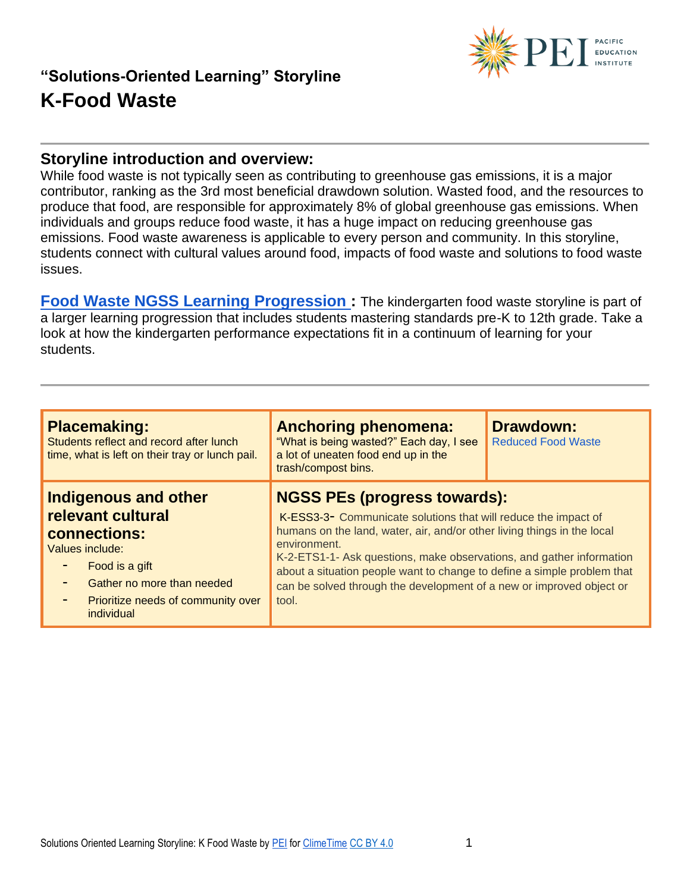## "Solutions-Oriented Learning" Storyline

# K-Food Waste

---

## Storyline introduction and overview:

While food waste is not typically seen as contributing to greenhouse gas emissions, it is a major contributor, ranking as the 3rd most beneficial drawdown solution. Wasted food, and the resources to produce that food, are responsible for approximately 8% of global greenhouse gas emissions. When individuals and groups reduce food waste, it has a huge impact on reducing greenhouse gas emissions. Food waste awareness is applicable to every person and community. In this storyline, students connect with cultural values around food, impacts of food waste and solutions to food waste issues.

**Food Waste NGSS Learning Progression :** The kindergarten food waste storyline is part of a larger learning progression that includes students mastering standards pre-K to 12th grade. Take a look at how the kindergarten performance expectations fit in a continuum of learning for your students.

---

| **Placemaking:** Students reflect and record after lunch time, what is left on their tray or lunch pail. | **Anchoring phenomena:** "What is being wasted?" Each day, I see a lot of uneaten food end up in the trash/compost bins. | **Drawdown:** Reduced Food Waste |
|---|---|---|
| **Indigenous and other relevant cultural connections:** Values include: <br>- Food is a gift <br>- Gather no more than needed <br>- Prioritize needs of community over individual | **NGSS PEs (progress towards):** <br>K-ESS3-3- Communicate solutions that will reduce the impact of humans on the land, water, air, and/or other living things in the local environment. <br>K-2-ETS1-1- Ask questions, make observations, and gather information about a situation people want to change to define a simple problem that can be solved through the development of a new or improved object or tool. | |

Solutions Oriented Learning Storyline: K Food Waste by PEI for ClimeTime CC BY 4.0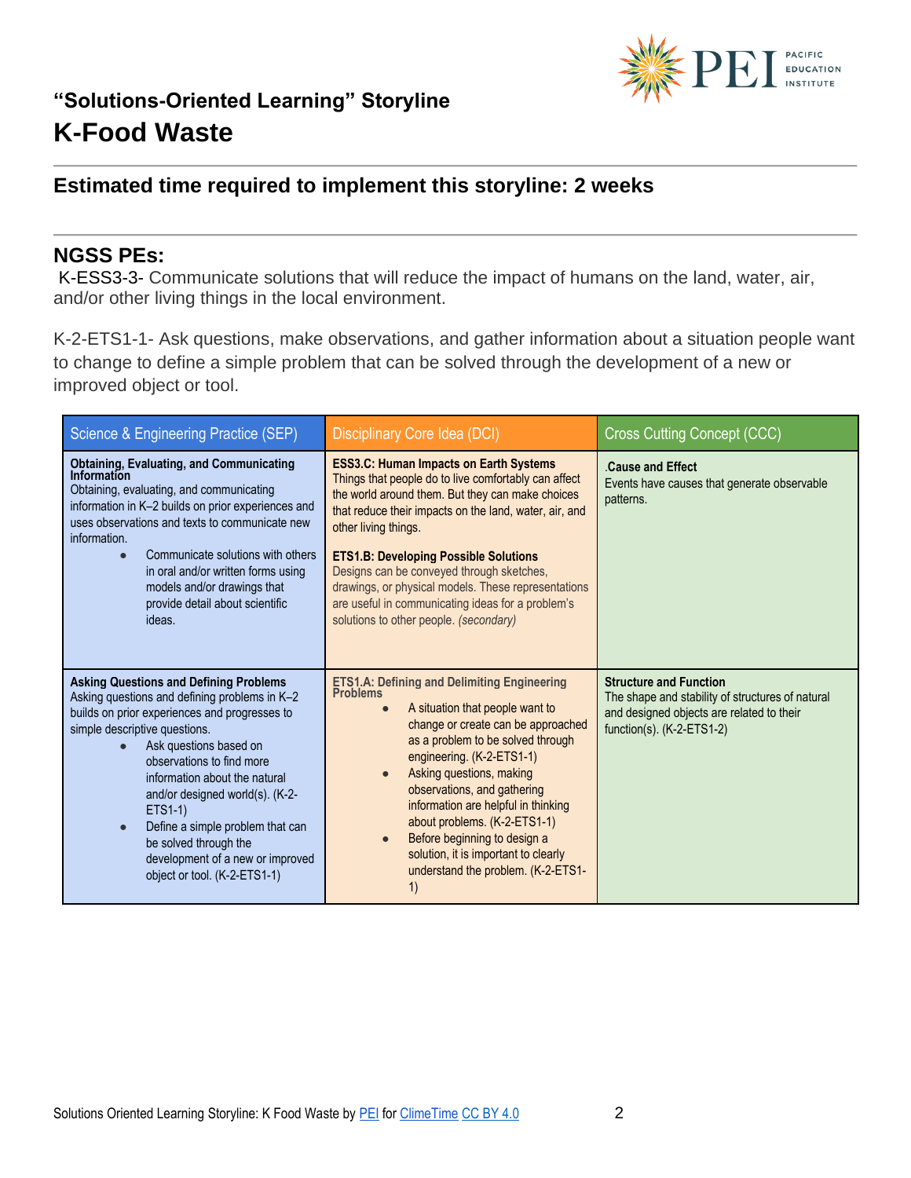## "Solutions-Oriented Learning" Storyline

# K-Food Waste

### Estimated time required to implement this storyline: 2 weeks

## NGSS PEs:

K-ESS3-3- Communicate solutions that will reduce the impact of humans on the land, water, air, and/or other living things in the local environment.

K-2-ETS1-1- Ask questions, make observations, and gather information about a situation people want to change to define a simple problem that can be solved through the development of a new or improved object or tool.

| Science & Engineering Practice (SEP) | Disciplinary Core Idea (DCI) | Cross Cutting Concept (CCC) |
|---|---|---|
| **Obtaining, Evaluating, and Communicating Information**<br>Obtaining, evaluating, and communicating information in K–2 builds on prior experiences and uses observations and texts to communicate new information.<br>• Communicate solutions with others in oral and/or written forms using models and/or drawings that provide detail about scientific ideas. | **ESS3.C: Human Impacts on Earth Systems**<br>Things that people do to live comfortably can affect the world around them. But they can make choices that reduce their impacts on the land, water, air, and other living things.<br><br>**ETS1.B: Developing Possible Solutions**<br>Designs can be conveyed through sketches, drawings, or physical models. These representations are useful in communicating ideas for a problem's solutions to other people. *(secondary)* | .**Cause and Effect**<br>Events have causes that generate observable patterns. |
| **Asking Questions and Defining Problems**<br>Asking questions and defining problems in K–2 builds on prior experiences and progresses to simple descriptive questions.<br>• Ask questions based on observations to find more information about the natural and/or designed world(s). (K-2-ETS1-1)<br>• Define a simple problem that can be solved through the development of a new or improved object or tool. (K-2-ETS1-1) | **ETS1.A: Defining and Delimiting Engineering Problems**<br>• A situation that people want to change or create can be approached as a problem to be solved through engineering. (K-2-ETS1-1)<br>• Asking questions, making observations, and gathering information are helpful in thinking about problems. (K-2-ETS1-1)<br>• Before beginning to design a solution, it is important to clearly understand the problem. (K-2-ETS1-1) | **Structure and Function**<br>The shape and stability of structures of natural and designed objects are related to their function(s). (K-2-ETS1-2) |

Solutions Oriented Learning Storyline: K Food Waste by PEI for ClimeTime CC BY 4.0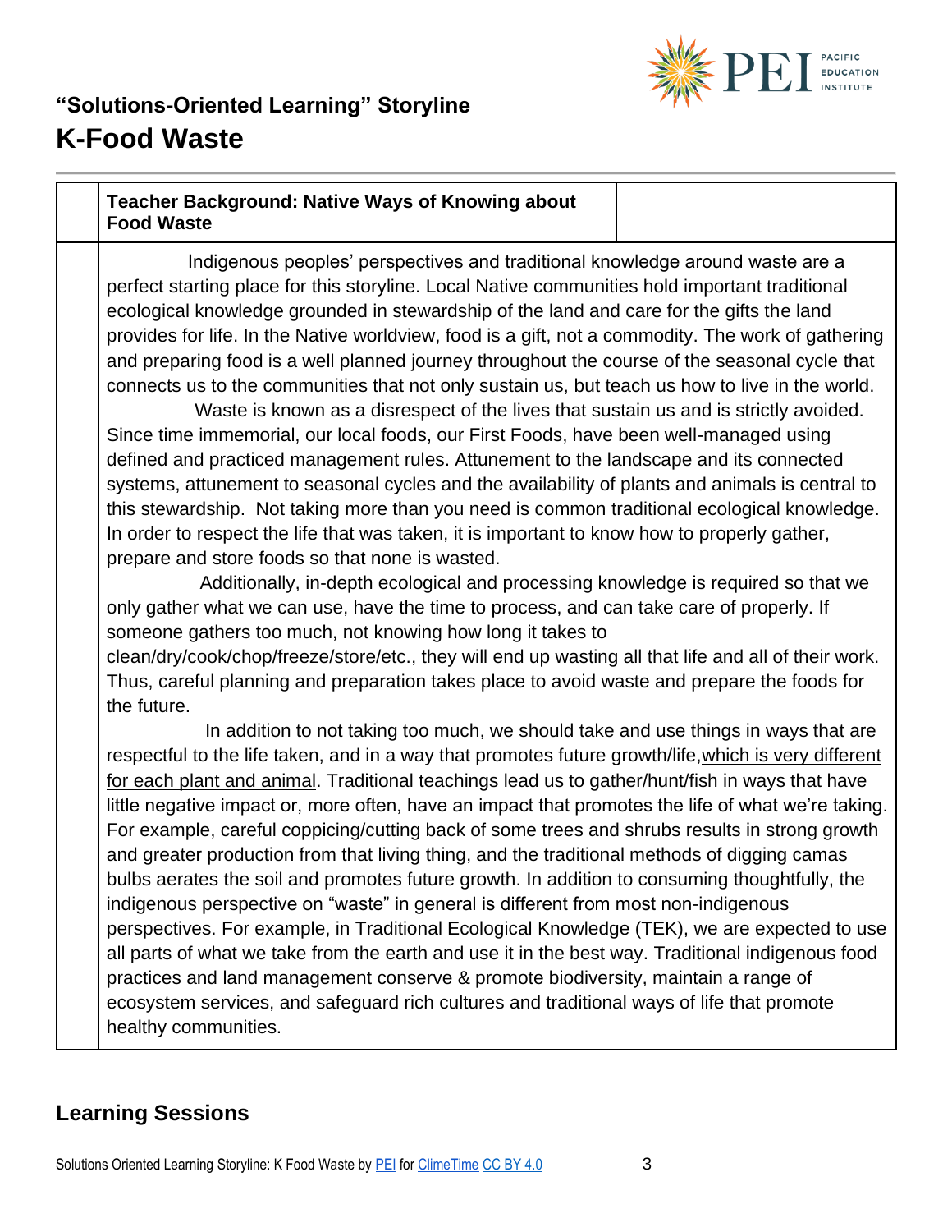## "Solutions-Oriented Learning" Storyline

# K-Food Waste

| | **Teacher Background: Native Ways of Knowing about Food Waste** | |
|---|---|---|
| | Indigenous peoples' perspectives and traditional knowledge around waste are a perfect starting place for this storyline. Local Native communities hold important traditional ecological knowledge grounded in stewardship of the land and care for the gifts the land provides for life. In the Native worldview, food is a gift, not a commodity. The work of gathering and preparing food is a well planned journey throughout the course of the seasonal cycle that connects us to the communities that not only sustain us, but teach us how to live in the world.<br><br>Waste is known as a disrespect of the lives that sustain us and is strictly avoided. Since time immemorial, our local foods, our First Foods, have been well-managed using defined and practiced management rules. Attunement to the landscape and its connected systems, attunement to seasonal cycles and the availability of plants and animals is central to this stewardship. Not taking more than you need is common traditional ecological knowledge. In order to respect the life that was taken, it is important to know how to properly gather, prepare and store foods so that none is wasted.<br><br>Additionally, in-depth ecological and processing knowledge is required so that we only gather what we can use, have the time to process, and can take care of properly. If someone gathers too much, not knowing how long it takes to clean/dry/cook/chop/freeze/store/etc., they will end up wasting all that life and all of their work. Thus, careful planning and preparation takes place to avoid waste and prepare the foods for the future.<br><br>In addition to not taking too much, we should take and use things in ways that are respectful to the life taken, and in a way that promotes future growth/life, <u>which is very different for each plant and animal</u>. Traditional teachings lead us to gather/hunt/fish in ways that have little negative impact or, more often, have an impact that promotes the life of what we're taking. For example, careful coppicing/cutting back of some trees and shrubs results in strong growth and greater production from that living thing, and the traditional methods of digging camas bulbs aerates the soil and promotes future growth. In addition to consuming thoughtfully, the indigenous perspective on "waste" in general is different from most non-indigenous perspectives. For example, in Traditional Ecological Knowledge (TEK), we are expected to use all parts of what we take from the earth and use it in the best way. Traditional indigenous food practices and land management conserve & promote biodiversity, maintain a range of ecosystem services, and safeguard rich cultures and traditional ways of life that promote healthy communities. | |

## Learning Sessions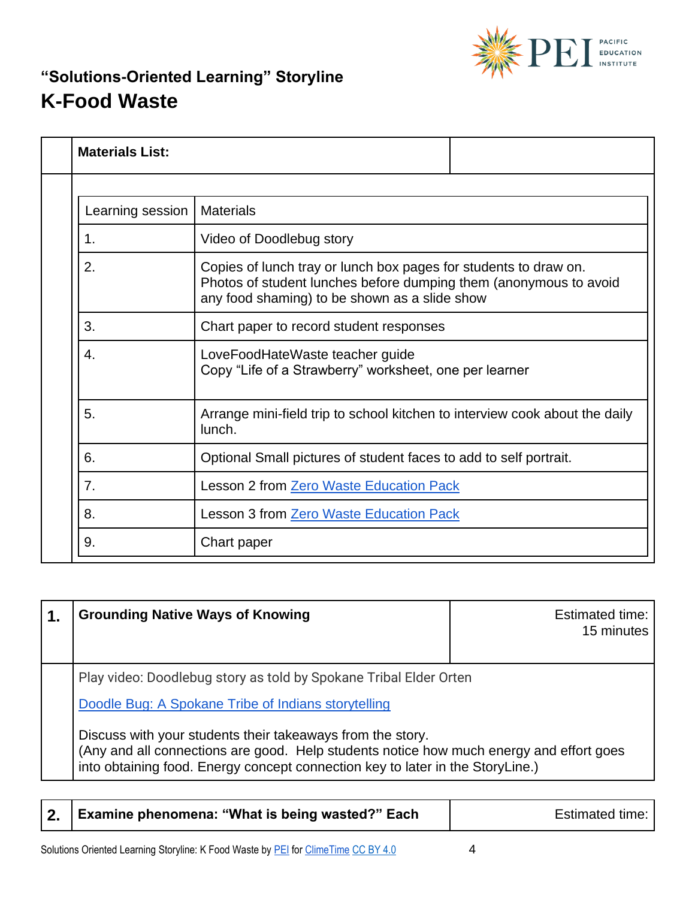## "Solutions-Oriented Learning" Storyline

# K-Food Waste

**Materials List:**

| Learning session | Materials |
| --- | --- |
| 1. | Video of Doodlebug story |
| 2. | Copies of lunch tray or lunch box pages for students to draw on. Photos of student lunches before dumping them (anonymous to avoid any food shaming) to be shown as a slide show |
| 3. | Chart paper to record student responses |
| 4. | LoveFoodHateWaste teacher guide<br>Copy "Life of a Strawberry" worksheet, one per learner |
| 5. | Arrange mini-field trip to school kitchen to interview cook about the daily lunch. |
| 6. | Optional Small pictures of student faces to add to self portrait. |
| 7. | Lesson 2 from Zero Waste Education Pack |
| 8. | Lesson 3 from Zero Waste Education Pack |
| 9. | Chart paper |

## 1. Grounding Native Ways of Knowing

Estimated time: 15 minutes

Play video: Doodlebug story as told by Spokane Tribal Elder Orten

Doodle Bug: A Spokane Tribe of Indians storytelling

Discuss with your students their takeaways from the story.
(Any and all connections are good. Help students notice how much energy and effort goes into obtaining food. Energy concept connection key to later in the StoryLine.)

## 2. Examine phenomena: "What is being wasted?" Each

Estimated time: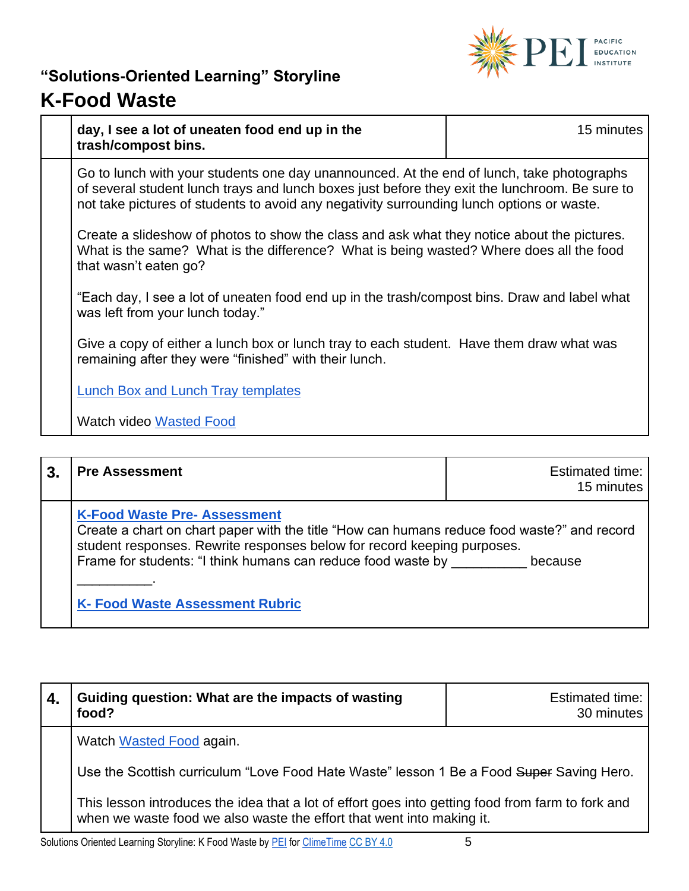# "Solutions-Oriented Learning" Storyline

# K-Food Waste

| | **day, I see a lot of uneaten food end up in the trash/compost bins.** | 15 minutes |
|---|---|---|
| | Go to lunch with your students one day unannounced. At the end of lunch, take photographs of several student lunch trays and lunch boxes just before they exit the lunchroom. Be sure to not take pictures of students to avoid any negativity surrounding lunch options or waste.<br><br>Create a slideshow of photos to show the class and ask what they notice about the pictures. What is the same? What is the difference? What is being wasted? Where does all the food that wasn't eaten go?<br><br>"Each day, I see a lot of uneaten food end up in the trash/compost bins. Draw and label what was left from your lunch today."<br><br>Give a copy of either a lunch box or lunch tray to each student. Have them draw what was remaining after they were "finished" with their lunch.<br><br>Lunch Box and Lunch Tray templates<br><br>Watch video Wasted Food | |

| 3. | **Pre Assessment** | Estimated time: 15 minutes |
|---|---|---|
| | **K-Food Waste Pre- Assessment**<br>Create a chart on chart paper with the title "How can humans reduce food waste?" and record student responses. Rewrite responses below for record keeping purposes.<br>Frame for students: "I think humans can reduce food waste by __________ because __________."<br><br>**K- Food Waste Assessment Rubric** | |

| 4. | **Guiding question: What are the impacts of wasting food?** | Estimated time: 30 minutes |
|---|---|---|
| | Watch Wasted Food again.<br><br>Use the Scottish curriculum "Love Food Hate Waste" lesson 1 Be a Food ~~Super~~ Saving Hero.<br><br>This lesson introduces the idea that a lot of effort goes into getting food from farm to fork and when we waste food we also waste the effort that went into making it. | |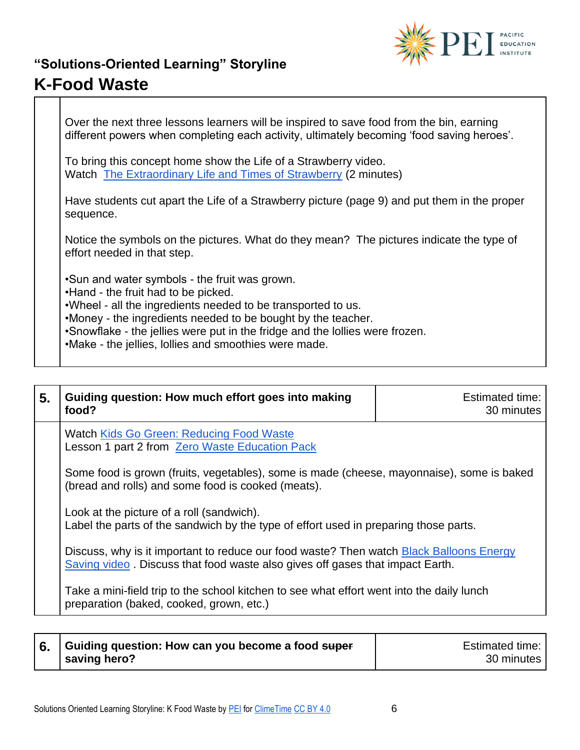Over the next three lessons learners will be inspired to save food from the bin, earning different powers when completing each activity, ultimately becoming 'food saving heroes'.

To bring this concept home show the Life of a Strawberry video.
Watch [The Extraordinary Life and Times of Strawberry](#) (2 minutes)

Have students cut apart the Life of a Strawberry picture (page 9) and put them in the proper sequence.

Notice the symbols on the pictures. What do they mean? The pictures indicate the type of effort needed in that step.

- Sun and water symbols - the fruit was grown.
- Hand - the fruit had to be picked.
- Wheel - all the ingredients needed to be transported to us.
- Money - the ingredients needed to be bought by the teacher.
- Snowflake - the jellies were put in the fridge and the lollies were frozen.
- Make - the jellies, lollies and smoothies were made.

| 5. | Guiding question: How much effort goes into making food? | Estimated time: 30 minutes |
|---|---|---|

Watch [Kids Go Green: Reducing Food Waste](#)
Lesson 1 part 2 from [Zero Waste Education Pack](#)

Some food is grown (fruits, vegetables), some is made (cheese, mayonnaise), some is baked (bread and rolls) and some food is cooked (meats).

Look at the picture of a roll (sandwich).
Label the parts of the sandwich by the type of effort used in preparing those parts.

Discuss, why is it important to reduce our food waste? Then watch [Black Balloons Energy Saving video](#) . Discuss that food waste also gives off gases that impact Earth.

Take a mini-field trip to the school kitchen to see what effort went into the daily lunch preparation (baked, cooked, grown, etc.)

| 6. | Guiding question: How can you become a food ~~super~~ saving hero? | Estimated time: 30 minutes |
|---|---|---|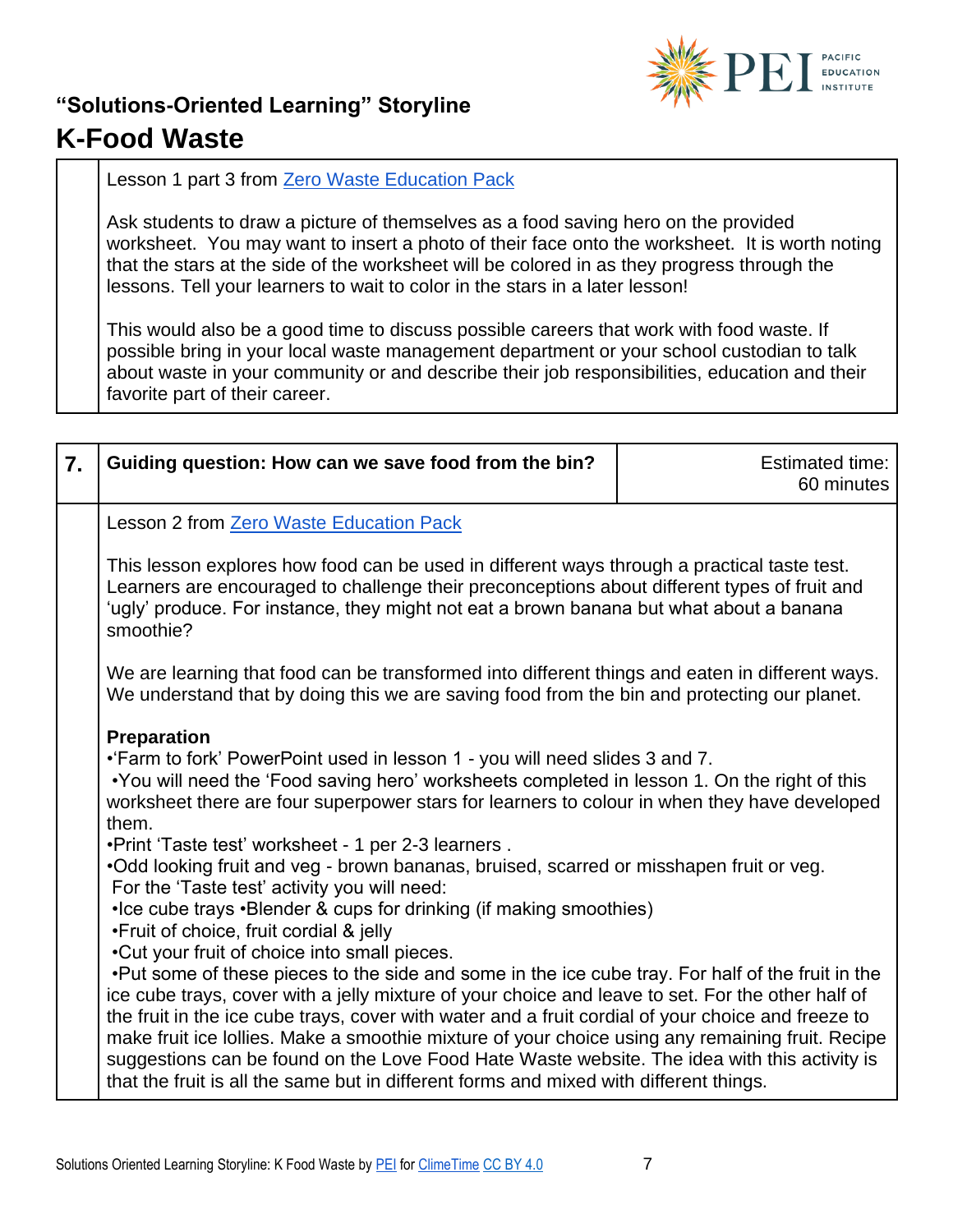Lesson 1 part 3 from Zero Waste Education Pack

Ask students to draw a picture of themselves as a food saving hero on the provided worksheet. You may want to insert a photo of their face onto the worksheet. It is worth noting that the stars at the side of the worksheet will be colored in as they progress through the lessons. Tell your learners to wait to color in the stars in a later lesson!

This would also be a good time to discuss possible careers that work with food waste. If possible bring in your local waste management department or your school custodian to talk about waste in your community or and describe their job responsibilities, education and their favorite part of their career.

| 7. | **Guiding question: How can we save food from the bin?** | Estimated time: 60 minutes |
|---|---|---|

Lesson 2 from Zero Waste Education Pack

This lesson explores how food can be used in different ways through a practical taste test. Learners are encouraged to challenge their preconceptions about different types of fruit and 'ugly' produce. For instance, they might not eat a brown banana but what about a banana smoothie?

We are learning that food can be transformed into different things and eaten in different ways. We understand that by doing this we are saving food from the bin and protecting our planet.

**Preparation**

•'Farm to fork' PowerPoint used in lesson 1 - you will need slides 3 and 7.
•You will need the 'Food saving hero' worksheets completed in lesson 1. On the right of this worksheet there are four superpower stars for learners to colour in when they have developed them.
•Print 'Taste test' worksheet - 1 per 2-3 learners .
•Odd looking fruit and veg - brown bananas, bruised, scarred or misshapen fruit or veg.
For the 'Taste test' activity you will need:
•Ice cube trays •Blender & cups for drinking (if making smoothies)
•Fruit of choice, fruit cordial & jelly
•Cut your fruit of choice into small pieces.
•Put some of these pieces to the side and some in the ice cube tray. For half of the fruit in the ice cube trays, cover with a jelly mixture of your choice and leave to set. For the other half of the fruit in the ice cube trays, cover with water and a fruit cordial of your choice and freeze to make fruit ice lollies. Make a smoothie mixture of your choice using any remaining fruit. Recipe suggestions can be found on the Love Food Hate Waste website. The idea with this activity is that the fruit is all the same but in different forms and mixed with different things.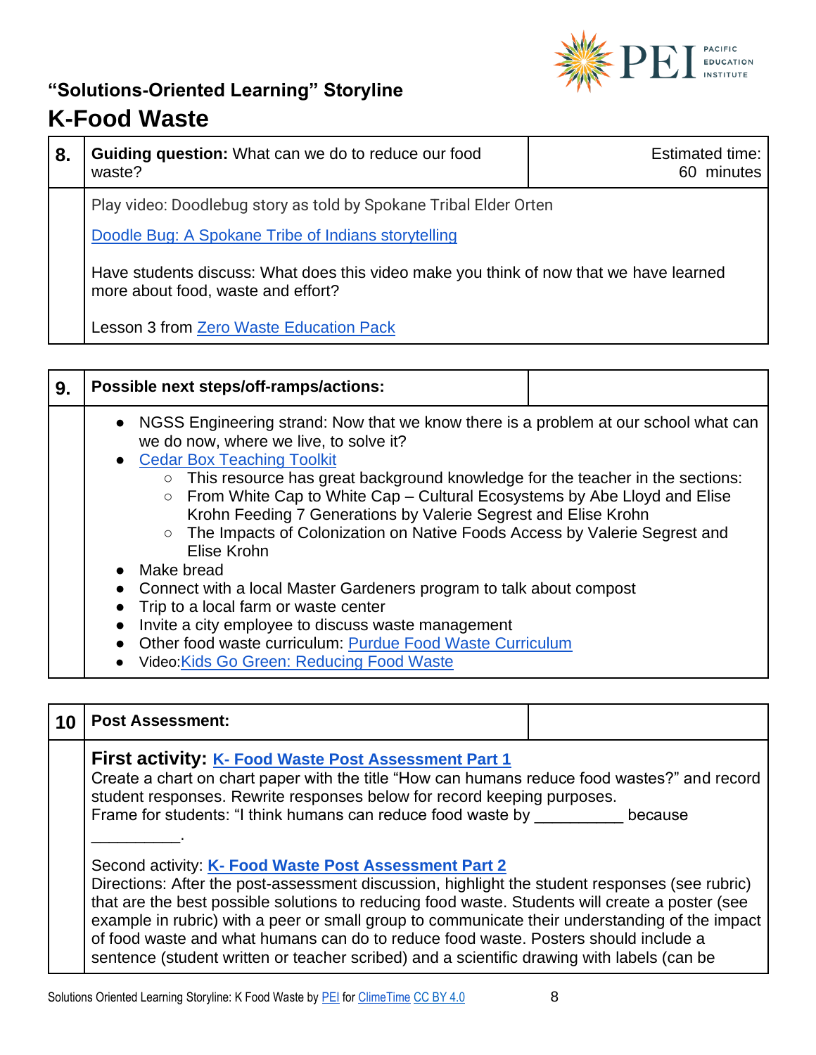## "Solutions-Oriented Learning" Storyline

# K-Food Waste

| 8. | **Guiding question:** What can we do to reduce our food waste? | Estimated time: 60 minutes |
|---|---|---|
| | Play video: Doodlebug story as told by Spokane Tribal Elder Orten<br><br>Doodle Bug: A Spokane Tribe of Indians storytelling<br><br>Have students discuss: What does this video make you think of now that we have learned more about food, waste and effort?<br><br>Lesson 3 from Zero Waste Education Pack | |

| 9. | **Possible next steps/off-ramps/actions:** | |
|---|---|---|
| | • NGSS Engineering strand: Now that we know there is a problem at our school what can we do now, where we live, to solve it?<br>• Cedar Box Teaching Toolkit<br>  ○ This resource has great background knowledge for the teacher in the sections:<br>  ○ From White Cap to White Cap – Cultural Ecosystems by Abe Lloyd and Elise Krohn Feeding 7 Generations by Valerie Segrest and Elise Krohn<br>  ○ The Impacts of Colonization on Native Foods Access by Valerie Segrest and Elise Krohn<br>• Make bread<br>• Connect with a local Master Gardeners program to talk about compost<br>• Trip to a local farm or waste center<br>• Invite a city employee to discuss waste management<br>• Other food waste curriculum: Purdue Food Waste Curriculum<br>• Video: Kids Go Green: Reducing Food Waste | |

| 10 | **Post Assessment:** | |
|---|---|---|
| | **First activity: K- Food Waste Post Assessment Part 1**<br>Create a chart on chart paper with the title "How can humans reduce food wastes?" and record student responses. Rewrite responses below for record keeping purposes.<br>Frame for students: "I think humans can reduce food waste by __________ because __________.<br><br>Second activity: **K- Food Waste Post Assessment Part 2**<br>Directions: After the post-assessment discussion, highlight the student responses (see rubric) that are the best possible solutions to reducing food waste. Students will create a poster (see example in rubric) with a peer or small group to communicate their understanding of the impact of food waste and what humans can do to reduce food waste. Posters should include a sentence (student written or teacher scribed) and a scientific drawing with labels (can be | |

Solutions Oriented Learning Storyline: K Food Waste by PEI for ClimeTime CC BY 4.0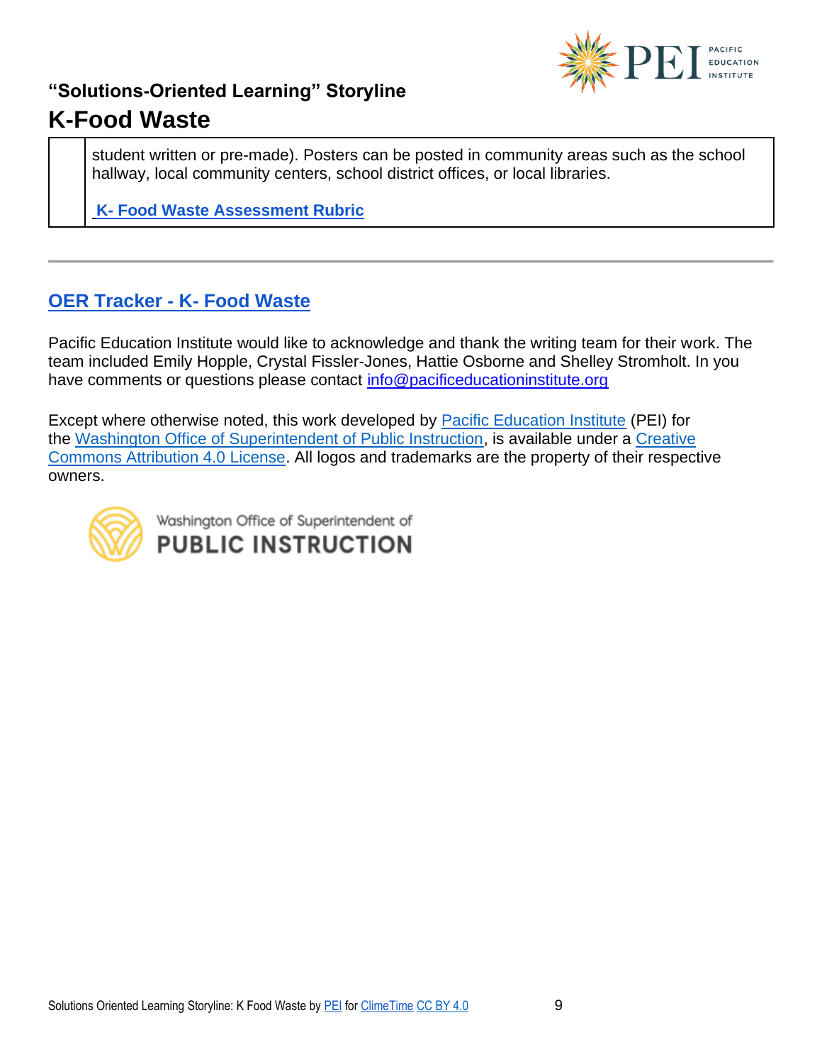| | |
|---|---|
| | student written or pre-made). Posters can be posted in community areas such as the school hallway, local community centers, school district offices, or local libraries.<br><br>**K- Food Waste Assessment Rubric** |

---

## OER Tracker - K- Food Waste

Pacific Education Institute would like to acknowledge and thank the writing team for their work. The team included Emily Hopple, Crystal Fissler-Jones, Hattie Osborne and Shelley Stromholt. In you have comments or questions please contact info@pacificeducationinstitute.org

Except where otherwise noted, this work developed by Pacific Education Institute (PEI) for the Washington Office of Superintendent of Public Instruction, is available under a Creative Commons Attribution 4.0 License. All logos and trademarks are the property of their respective owners.

Washington Office of Superintendent of
PUBLIC INSTRUCTION